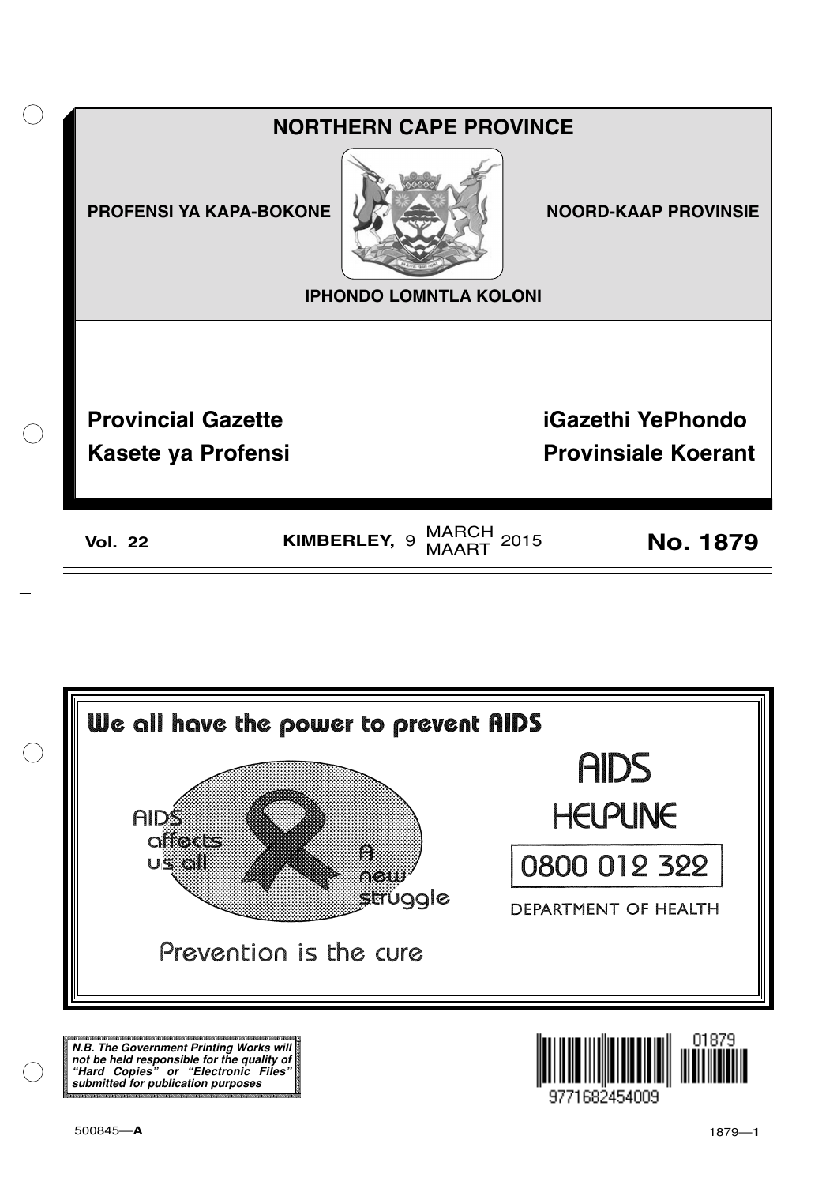# NORTHERN CAPE PROVINCE

PROFENSI YA KAPA-BOKONE

NOORD-KAAP PROVINSIE

IPHONDO LOMNTLA KOLONI

## Provincial Gazette

## iGazethi YePhondo

## Kasete ya Profensi

## Provinsiale Koerant

**Vol. 22** **KIMBERLEY, 9 MARCH / MAART 2015** **No. 1879**

**We all have the power to prevent AIDS**

AIDS affects us all

A new struggle

Prevention is the cure

AIDS HELPLINE

0800 012 322

DEPARTMENT OF HEALTH

***N.B. The Government Printing Works will not be held responsible for the quality of "Hard Copies" or "Electronic Files" submitted for publication purposes***

500845—**A**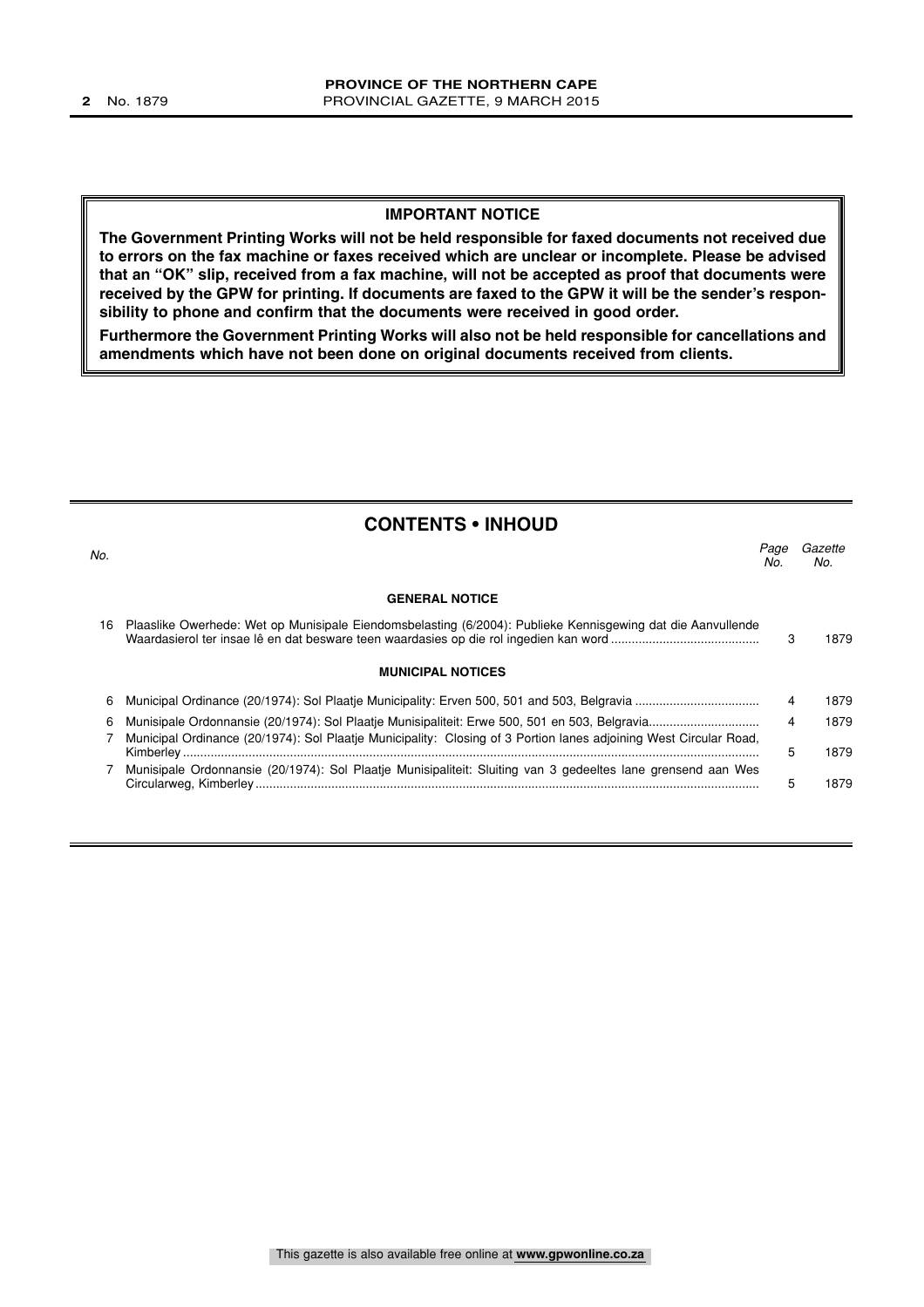## IMPORTANT NOTICE

**The Government Printing Works will not be held responsible for faxed documents not received due to errors on the fax machine or faxes received which are unclear or incomplete. Please be advised that an "OK" slip, received from a fax machine, will not be accepted as proof that documents were received by the GPW for printing. If documents are faxed to the GPW it will be the sender's responsibility to phone and confirm that the documents were received in good order.**

**Furthermore the Government Printing Works will also not be held responsible for cancellations and amendments which have not been done on original documents received from clients.**

## CONTENTS • INHOUD

| *No.* | | *Page No.* | *Gazette No.* |
|---|---|---|---|
| | **GENERAL NOTICE** | | |
| 16 | Plaaslike Owerhede: Wet op Munisipale Eiendomsbelasting (6/2004): Publieke Kennisgewing dat die Aanvullende Waardasierol ter insae lê en dat besware teen waardasies op die rol ingedien kan word | 3 | 1879 |
| | **MUNICIPAL NOTICES** | | |
| 6 | Municipal Ordinance (20/1974): Sol Plaatje Municipality: Erven 500, 501 and 503, Belgravia | 4 | 1879 |
| 6 | Munisipale Ordonnansie (20/1974): Sol Plaatje Munisipaliteit: Erwe 500, 501 en 503, Belgravia | 4 | 1879 |
| 7 | Municipal Ordinance (20/1974): Sol Plaatje Municipality: Closing of 3 Portion lanes adjoining West Circular Road, Kimberley | 5 | 1879 |
| 7 | Munisipale Ordonnansie (20/1974): Sol Plaatje Munisipaliteit: Sluiting van 3 gedeeltes lane grensend aan Wes Circularweg, Kimberley | 5 | 1879 |

This gazette is also available free online at **www.gpwonline.co.za**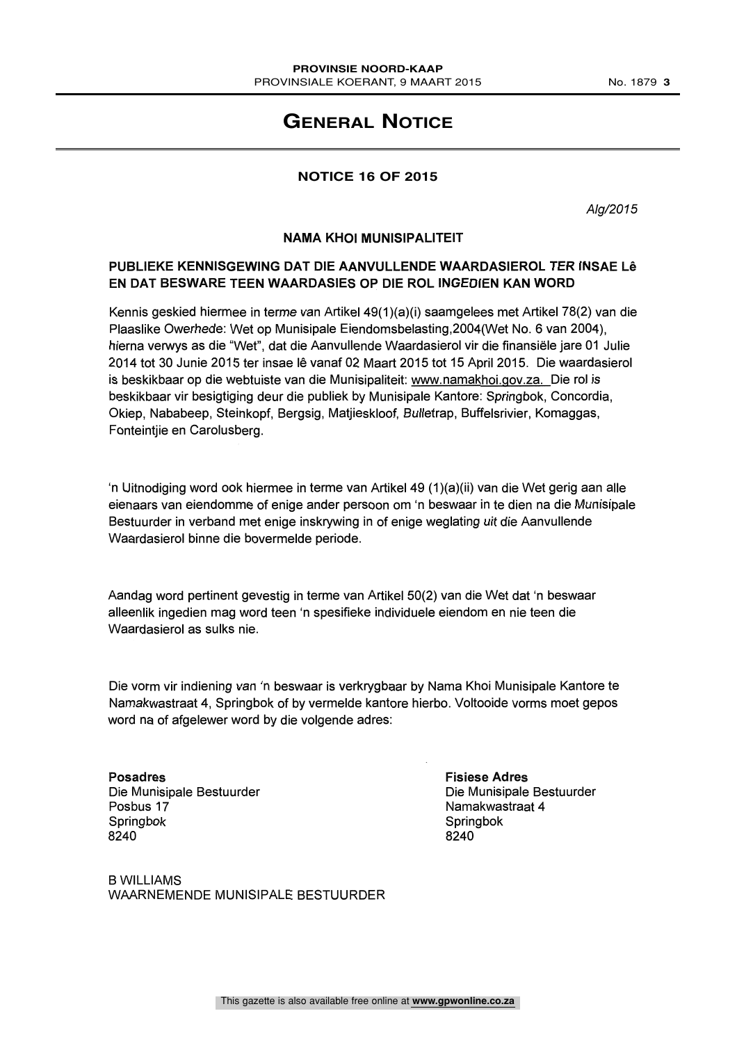# General Notice

## NOTICE 16 OF 2015

*Alg/2015*

### NAMA KHOI MUNISIPALITEIT

**PUBLIEKE KENNISGEWING DAT DIE AANVULLENDE WAARDASIEROL TER INSAE LÊ EN DAT BESWARE TEEN WAARDASIES OP DIE ROL INGEDIEN KAN WORD**

Kennis geskied hiermee in terme van Artikel 49(1)(a)(i) saamgelees met Artikel 78(2) van die Plaaslike Owerhede: Wet op Munisipale Eiendomsbelasting,2004(Wet No. 6 van 2004), hierna verwys as die "Wet", dat die Aanvullende Waardasierol vir die finansiële jare 01 Julie 2014 tot 30 Junie 2015 ter insae lê vanaf 02 Maart 2015 tot 15 April 2015. Die waardasierol is beskikbaar op die webtuiste van die Munisipaliteit: www.namakhoi.gov.za. Die rol is beskikbaar vir besigtiging deur die publiek by Munisipale Kantore: Springbok, Concordia, Okiep, Nababeep, Steinkopf, Bergsig, Matjieskloof, Bulletrap, Buffelsrivier, Komaggas, Fonteintjie en Carolusberg.

'n Uitnodiging word ook hiermee in terme van Artikel 49 (1)(a)(ii) van die Wet gerig aan alle eienaars van eiendomme of enige ander persoon om 'n beswaar in te dien na die Munisipale Bestuurder in verband met enige inskrywing in of enige weglating uit die Aanvullende Waardasierol binne die bovermelde periode.

Aandag word pertinent gevestig in terme van Artikel 50(2) van die Wet dat 'n beswaar alleenlik ingedien mag word teen 'n spesifieke individuele eiendom en nie teen die Waardasierol as sulks nie.

Die vorm vir indiening van 'n beswaar is verkrygbaar by Nama Khoi Munisipale Kantore te Namakwastraat 4, Springbok of by vermelde kantore hierbo. Voltooide vorms moet gepos word na of afgelewer word by die volgende adres:

**Posadres**
Die Munisipale Bestuurder
Posbus 17
Springbok
8240

**Fisiese Adres**
Die Munisipale Bestuurder
Namakwastraat 4
Springbok
8240

B WILLIAMS
WAARNEMENDE MUNISIPALE BESTUURDER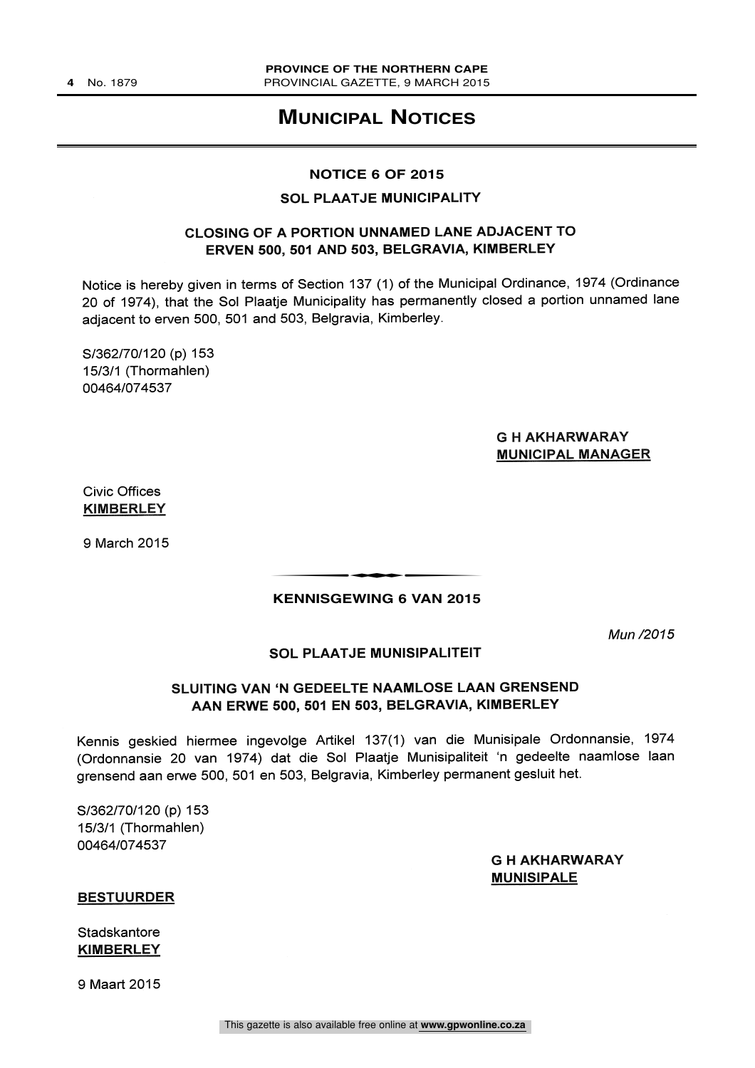# Municipal Notices

## NOTICE 6 OF 2015

### SOL PLAATJE MUNICIPALITY

### CLOSING OF A PORTION UNNAMED LANE ADJACENT TO ERVEN 500, 501 AND 503, BELGRAVIA, KIMBERLEY

Notice is hereby given in terms of Section 137 (1) of the Municipal Ordinance, 1974 (Ordinance 20 of 1974), that the Sol Plaatje Municipality has permanently closed a portion unnamed lane adjacent to erven 500, 501 and 503, Belgravia, Kimberley.

S/362/70/120 (p) 153
15/3/1 (Thormahlen)
00464/074537

**G H AKHARWARAY**
**MUNICIPAL MANAGER**

Civic Offices
**KIMBERLEY**

9 March 2015

---

## KENNISGEWING 6 VAN 2015

*Mun /2015*

### SOL PLAATJE MUNISIPALITEIT

### SLUITING VAN 'N GEDEELTE NAAMLOSE LAAN GRENSEND AAN ERWE 500, 501 EN 503, BELGRAVIA, KIMBERLEY

Kennis geskied hiermee ingevolge Artikel 137(1) van die Munisipale Ordonnansie, 1974 (Ordonnansie 20 van 1974) dat die Sol Plaatje Munisipaliteit 'n gedeelte naamlose laan grensend aan erwe 500, 501 en 503, Belgravia, Kimberley permanent gesluit het.

S/362/70/120 (p) 153
15/3/1 (Thormahlen)
00464/074537

**G H AKHARWARAY**
**MUNISIPALE**

**BESTUURDER**

Stadskantore
**KIMBERLEY**

9 Maart 2015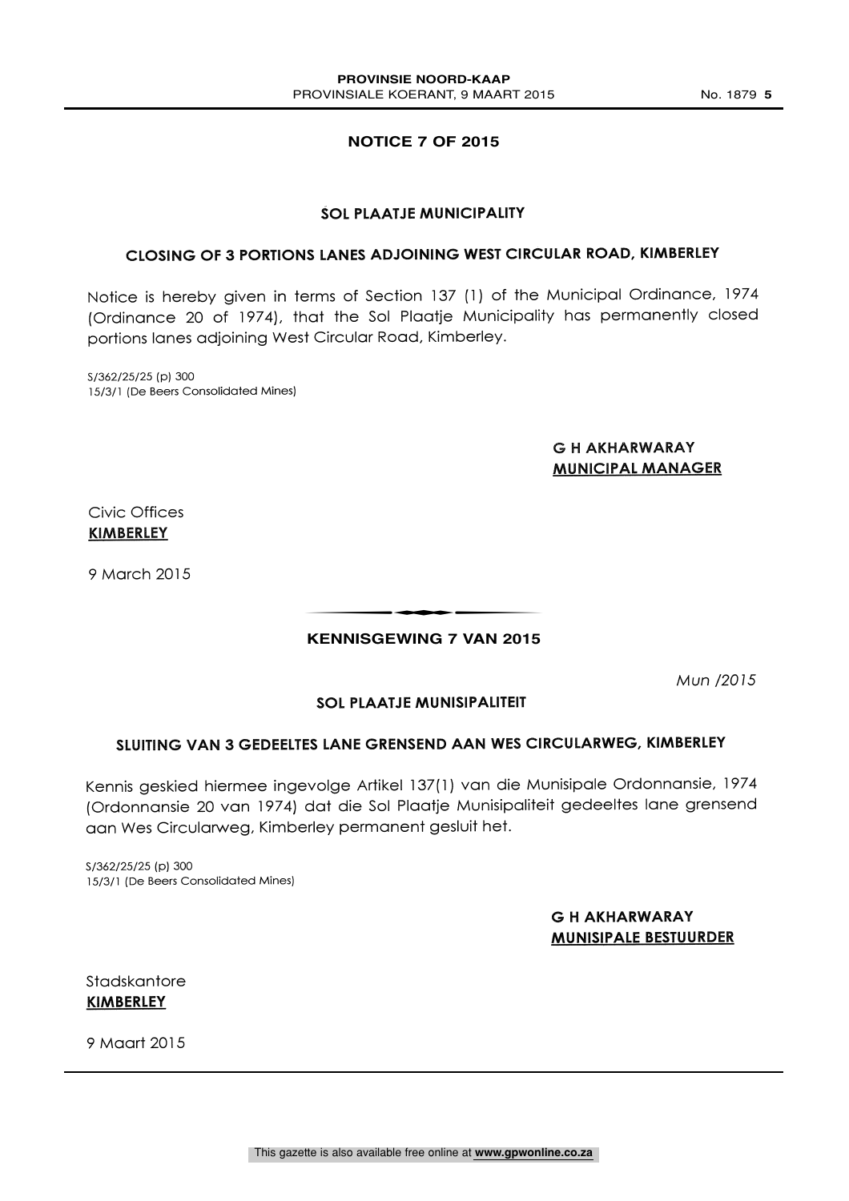## NOTICE 7 OF 2015

### SOL PLAATJE MUNICIPALITY

### CLOSING OF 3 PORTIONS LANES ADJOINING WEST CIRCULAR ROAD, KIMBERLEY

Notice is hereby given in terms of Section 137 (1) of the Municipal Ordinance, 1974 (Ordinance 20 of 1974), that the Sol Plaatje Municipality has permanently closed portions lanes adjoining West Circular Road, Kimberley.

S/362/25/25 (p) 300
15/3/1 (De Beers Consolidated Mines)

**G H AKHARWARAY**
**MUNICIPAL MANAGER**

Civic Offices
**KIMBERLEY**

9 March 2015

---

## KENNISGEWING 7 VAN 2015

*Mun /2015*

### SOL PLAATJE MUNISIPALITEIT

### SLUITING VAN 3 GEDEELTES LANE GRENSEND AAN WES CIRCULARWEG, KIMBERLEY

Kennis geskied hiermee ingevolge Artikel 137(1) van die Munisipale Ordonnansie, 1974 (Ordonnansie 20 van 1974) dat die Sol Plaatje Munisipaliteit gedeeltes lane grensend aan Wes Circularweg, Kimberley permanent gesluit het.

S/362/25/25 (p) 300
15/3/1 (De Beers Consolidated Mines)

**G H AKHARWARAY**
**MUNISIPALE BESTUURDER**

Stadskantore
**KIMBERLEY**

9 Maart 2015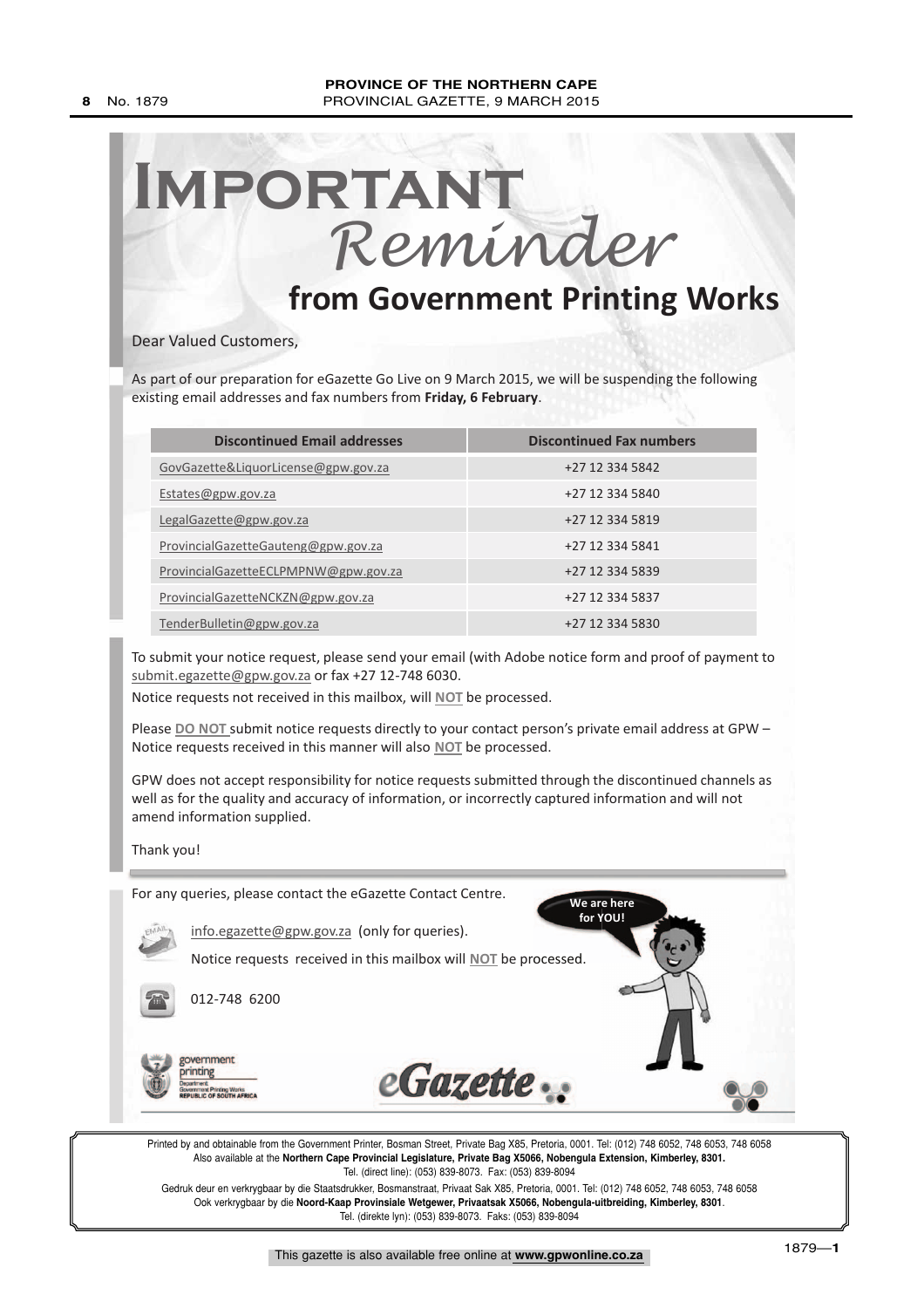# IMPORTANT *Reminder*

## from Government Printing Works

Dear Valued Customers,

As part of our preparation for eGazette Go Live on 9 March 2015, we will be suspending the following existing email addresses and fax numbers from **Friday, 6 February**.

| Discontinued Email addresses | Discontinued Fax numbers |
|---|---|
| GovGazette&LiquorLicense@gpw.gov.za | +27 12 334 5842 |
| Estates@gpw.gov.za | +27 12 334 5840 |
| LegalGazette@gpw.gov.za | +27 12 334 5819 |
| ProvincialGazetteGauteng@gpw.gov.za | +27 12 334 5841 |
| ProvincialGazetteECLPMPNW@gpw.gov.za | +27 12 334 5839 |
| ProvincialGazetteNCKZN@gpw.gov.za | +27 12 334 5837 |
| TenderBulletin@gpw.gov.za | +27 12 334 5830 |

To submit your notice request, please send your email (with Adobe notice form and proof of payment to submit.egazette@gpw.gov.za or fax +27 12-748 6030.

Notice requests not received in this mailbox, will **NOT** be processed.

Please **DO NOT** submit notice requests directly to your contact person's private email address at GPW – Notice requests received in this manner will also **NOT** be processed.

GPW does not accept responsibility for notice requests submitted through the discontinued channels as well as for the quality and accuracy of information, or incorrectly captured information and will not amend information supplied.

Thank you!

For any queries, please contact the eGazette Contact Centre.

info.egazette@gpw.gov.za (only for queries).

Notice requests received in this mailbox will **NOT** be processed.

012-748 6200

We are here for YOU!

eGazette

Printed by and obtainable from the Government Printer, Bosman Street, Private Bag X85, Pretoria, 0001. Tel: (012) 748 6052, 748 6053, 748 6058
Also available at the **Northern Cape Provincial Legislature, Private Bag X5066, Nobengula Extension, Kimberley, 8301.**
Tel. (direct line): (053) 839-8073. Fax: (053) 839-8094

Gedruk deur en verkrygbaar by die Staatsdrukker, Bosmanstraat, Privaat Sak X85, Pretoria, 0001. Tel: (012) 748 6052, 748 6053, 748 6058
Ook verkrygbaar by die **Noord-Kaap Provinsiale Wetgewer, Privaatsak X5066, Nobengula-uitbreiding, Kimberley, 8301**.
Tel. (direkte lyn): (053) 839-8073. Faks: (053) 839-8094

This gazette is also available free online at **www.gpwonline.co.za**